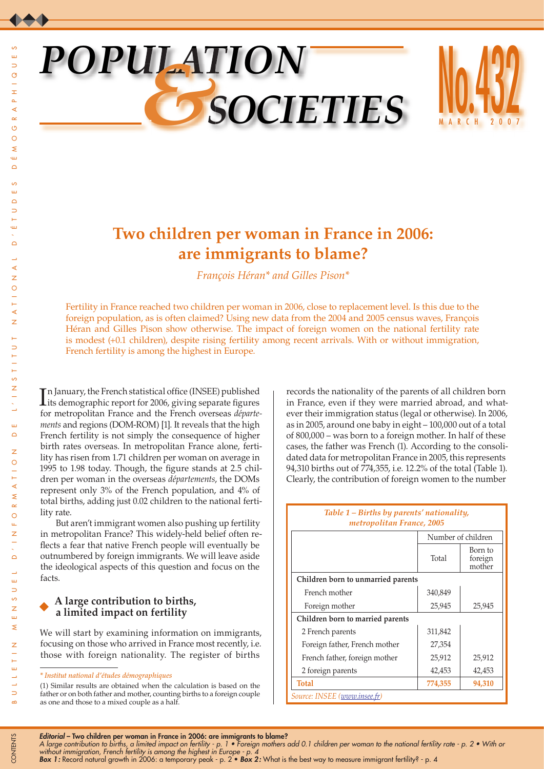# POPULATION & SOCIETIES

**No. 432 MARCH 2007**

## Two children per woman in France in 2006: are immigrants to blame?

*François Héran\* and Gilles Pison\**

Fertility in France reached two children per woman in 2006, close to replacement level. Is this due to the foreign population, as is often claimed? Using new data from the 2004 and 2005 census waves, François Héran and Gilles Pison show otherwise. The impact of foreign women on the national fertility rate is modest (+0.1 children), despite rising fertility among recent arrivals. With or without immigration, French fertility is among the highest in Europe.

In January, the French statistical office (INSEE) published its demographic report for 2006, giving separate figures for metropolitan France and the French overseas *départements* and regions (DOM-ROM) [1]. It reveals that the high French fertility is not simply the consequence of higher birth rates overseas. In metropolitan France alone, fertility has risen from 1.71 children per woman on average in 1995 to 1.98 today. Though, the figure stands at 2.5 children per woman in the overseas *départements*, the DOMs represent only 3% of the French population, and 4% of total births, adding just 0.02 children to the national fertility rate.

But aren't immigrant women also pushing up fertility in metropolitan France? This widely-held belief often reflects a fear that native French people will eventually be outnumbered by foreign immigrants. We will leave aside the ideological aspects of this question and focus on the facts.

### A large contribution to births, a limited impact on fertility

We will start by examining information on immigrants, focusing on those who arrived in France most recently, i.e. those with foreign nationality. The register of births records the nationality of the parents of all children born in France, even if they were married abroad, and whatever their immigration status (legal or otherwise). In 2006, as in 2005, around one baby in eight – 100,000 out of a total of 800,000 – was born to a foreign mother. In half of these cases, the father was French (1). According to the consolidated data for metropolitan France in 2005, this represents 94,310 births out of 774,355, i.e. 12.2% of the total (Table 1). Clearly, the contribution of foreign women to the number

*Table 1 – Births by parents' nationality, metropolitan France, 2005*

| | Number of children | |
|---|---|---|
| | Total | Born to foreign mother |
| **Children born to unmarried parents** | | |
| French mother | 340,849 | |
| Foreign mother | 25,945 | 25,945 |
| **Children born to married parents** | | |
| 2 French parents | 311,842 | |
| Foreign father, French mother | 27,354 | |
| French father, foreign mother | 25,912 | 25,912 |
| 2 foreign parents | 42,453 | 42,453 |
| **Total** | **774,355** | **94,310** |

*Source: INSEE (www.insee.fr)*

\* *Institut national d'études démographiques*

(1) Similar results are obtained when the calculation is based on the father or on both father and mother, counting births to a foreign couple as one and those to a mixed couple as a half.

CONTENTS

***Editorial*** **– Two children per woman in France in 2006: are immigrants to blame?**
*A large contribution to births, a limited impact on fertility - p. 1 • Foreign mothers add 0.1 children per woman to the national fertility rate - p. 2 • With or without immigration, French fertility is among the highest in Europe - p. 4*
***Box 1:*** Record natural growth in 2006: a temporary peak - p. 2 • ***Box 2:*** What is the best way to measure immigrant fertility? - p. 4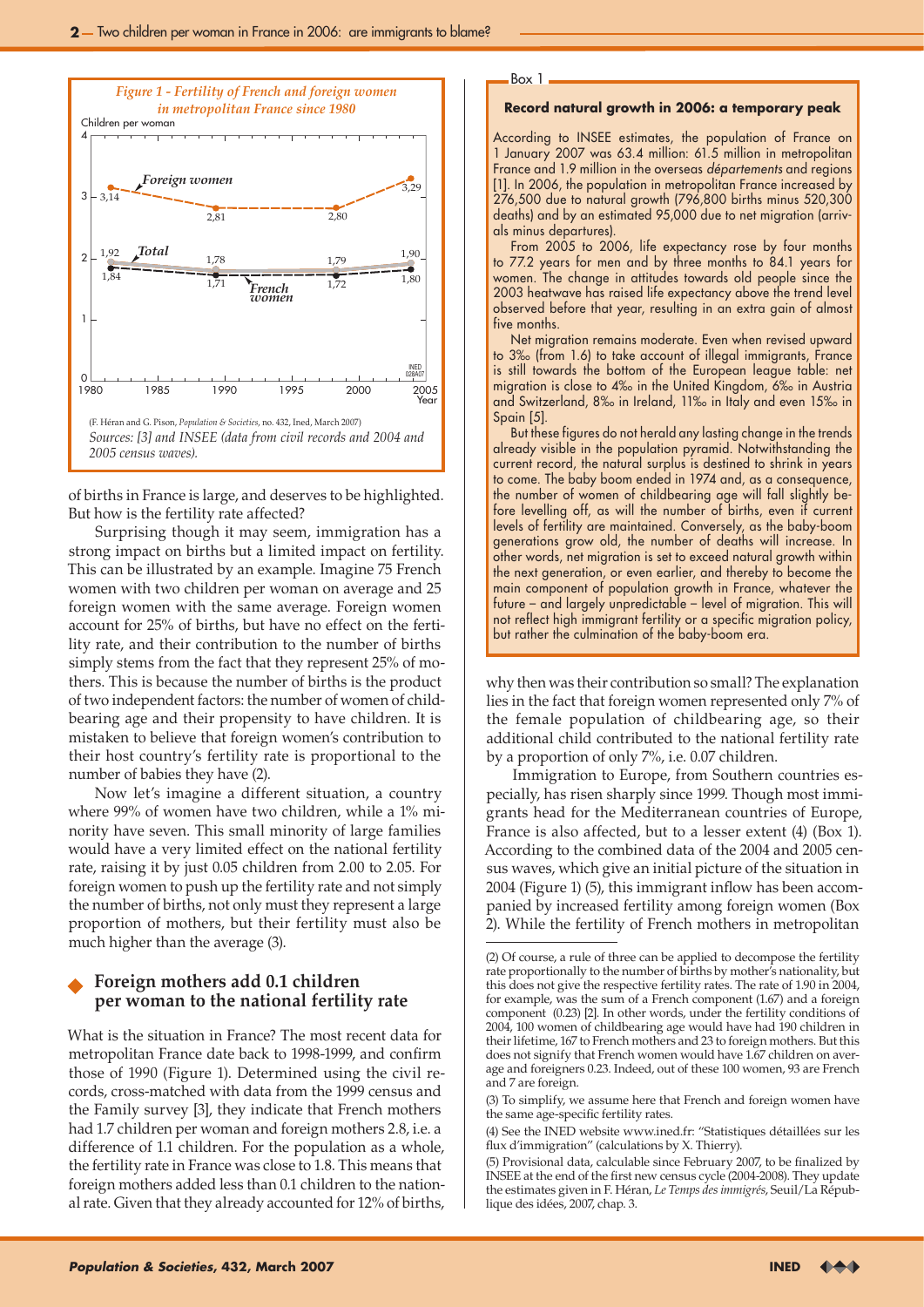*Figure 1 - Fertility of French and foreign women in metropolitan France since 1980*

| Year | Foreign women | Total | French women |
|---|---|---|---|
| 1980 | 3,14 | 1,92 | 1,84 |
| 1990 | 2,81 | 1,78 | 1,71 |
| 1999 | 2,80 | 1,79 | 1,72 |
| 2005 | 3,29 | 1,90 | 1,80 |

(F. Héran and G. Pison, *Population & Societies*, no. 432, Ined, March 2007)

*Sources: [3] and INSEE (data from civil records and 2004 and 2005 census waves).*

of births in France is large, and deserves to be highlighted. But how is the fertility rate affected?

Surprising though it may seem, immigration has a strong impact on births but a limited impact on fertility. This can be illustrated by an example. Imagine 75 French women with two children per woman on average and 25 foreign women with the same average. Foreign women account for 25% of births, but have no effect on the fertility rate, and their contribution to the number of births simply stems from the fact that they represent 25% of mothers. This is because the number of births is the product of two independent factors: the number of women of childbearing age and their propensity to have children. It is mistaken to believe that foreign women's contribution to their host country's fertility rate is proportional to the number of babies they have (2).

Now let's imagine a different situation, a country where 99% of women have two children, while a 1% minority have seven. This small minority of large families would have a very limited effect on the national fertility rate, raising it by just 0.05 children from 2.00 to 2.05. For foreign women to push up the fertility rate and not simply the number of births, not only must they represent a large proportion of mothers, but their fertility must also be much higher than the average (3).

## Foreign mothers add 0.1 children per woman to the national fertility rate

What is the situation in France? The most recent data for metropolitan France date back to 1998-1999, and confirm those of 1990 (Figure 1). Determined using the civil records, cross-matched with data from the 1999 census and the Family survey [3], they indicate that French mothers had 1.7 children per woman and foreign mothers 2.8, i.e. a difference of 1.1 children. For the population as a whole, the fertility rate in France was close to 1.8. This means that foreign mothers added less than 0.1 children to the national rate. Given that they already accounted for 12% of births, why then was their contribution so small? The explanation lies in the fact that foreign women represented only 7% of the female population of childbearing age, so their additional child contributed to the national fertility rate by a proportion of only 7%, i.e. 0.07 children.

Immigration to Europe, from Southern countries especially, has risen sharply since 1999. Though most immigrants head for the Mediterranean countries of Europe, France is also affected, but to a lesser extent (4) (Box 1). According to the combined data of the 2004 and 2005 census waves, which give an initial picture of the situation in 2004 (Figure 1) (5), this immigrant inflow has been accompanied by increased fertility among foreign women (Box 2). While the fertility of French mothers in metropolitan

---

**Box 1**

### Record natural growth in 2006: a temporary peak

According to INSEE estimates, the population of France on 1 January 2007 was 63.4 million: 61.5 million in metropolitan France and 1.9 million in the overseas *départements* and regions [1]. In 2006, the population in metropolitan France increased by 276,500 due to natural growth (796,800 births minus 520,300 deaths) and by an estimated 95,000 due to net migration (arrivals minus departures).

From 2005 to 2006, life expectancy rose by four months to 77.2 years for men and by three months to 84.1 years for women. The change in attitudes towards old people since the 2003 heatwave has raised life expectancy above the trend level observed before that year, resulting in an extra gain of almost five months.

Net migration remains moderate. Even when revised upward to 3‰ (from 1.6) to take account of illegal immigrants, France is still towards the bottom of the European league table: net migration is close to 4‰ in the United Kingdom, 6‰ in Austria and Switzerland, 8‰ in Ireland, 11‰ in Italy and even 15‰ in Spain [5].

But these figures do not herald any lasting change in the trends already visible in the population pyramid. Notwithstanding the current record, the natural surplus is destined to shrink in years to come. The baby boom ended in 1974 and, as a consequence, the number of women of childbearing age will fall slightly before levelling off, as will the number of births, even if current levels of fertility are maintained. Conversely, as the baby-boom generations grow old, the number of deaths will increase. In other words, net migration is set to exceed natural growth within the next generation, or even earlier, and thereby to become the main component of population growth in France, whatever the future – and largely unpredictable – level of migration. This will not reflect high immigrant fertility or a specific migration policy, but rather the culmination of the baby-boom era.

---

(2) Of course, a rule of three can be applied to decompose the fertility rate proportionally to the number of births by mother's nationality, but this does not give the respective fertility rates. The rate of 1.90 in 2004, for example, was the sum of a French component (1.67) and a foreign component (0.23) [2]. In other words, under the fertility conditions of 2004, 100 women of childbearing age would have had 190 children in their lifetime, 167 to French mothers and 23 to foreign mothers. But this does not signify that French women would have 1.67 children on average and foreigners 0.23. Indeed, out of these 100 women, 93 are French and 7 are foreign.

(3) To simplify, we assume here that French and foreign women have the same age-specific fertility rates.

(4) See the INED website www.ined.fr: "Statistiques détaillées sur les flux d'immigration" (calculations by X. Thierry).

(5) Provisional data, calculable since February 2007, to be finalized by INSEE at the end of the first new census cycle (2004-2008). They update the estimates given in F. Héran, *Le Temps des immigrés*, Seuil/La République des idées, 2007, chap. 3.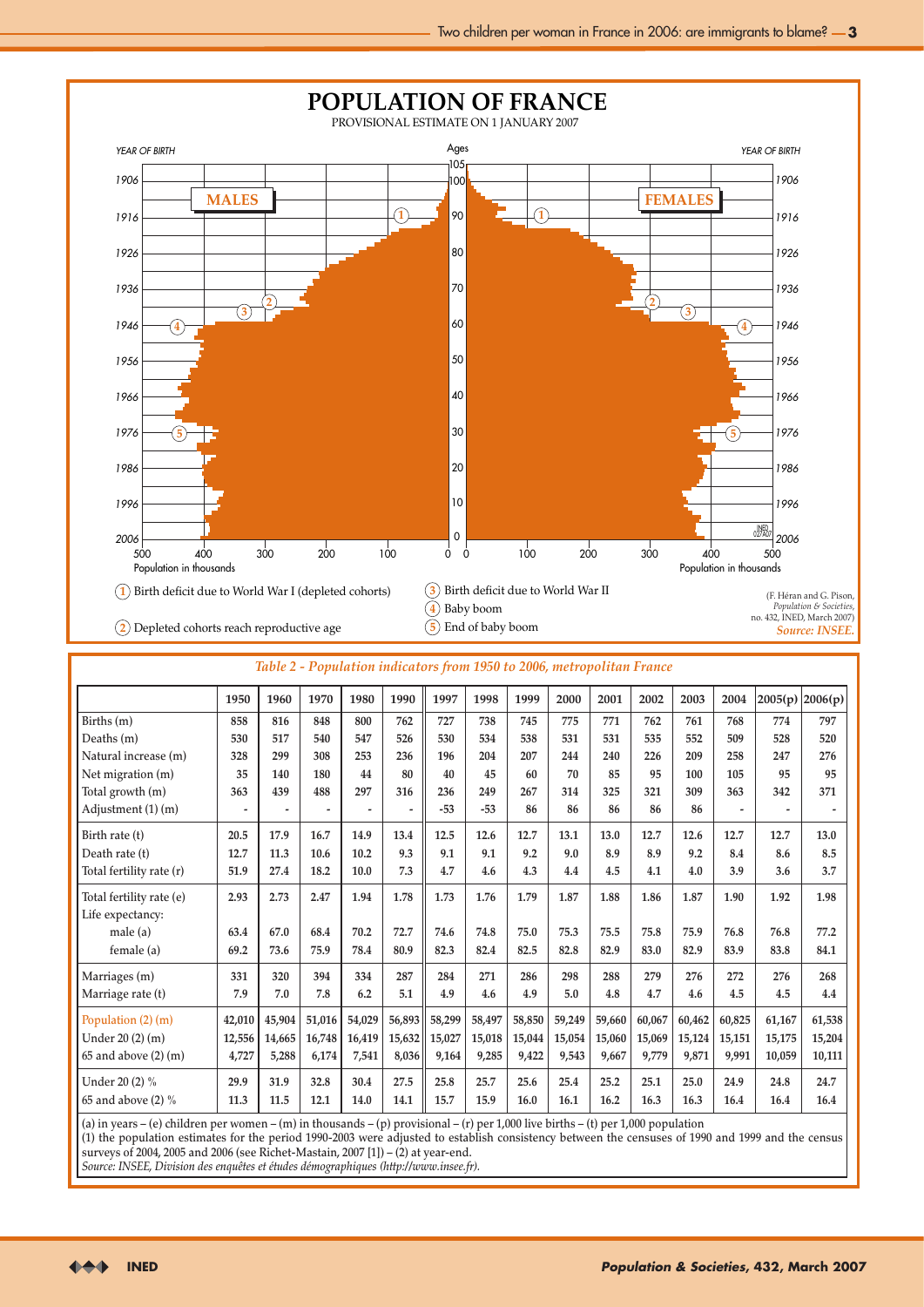# POPULATION OF FRANCE

PROVISIONAL ESTIMATE ON 1 JANUARY 2007

① Birth deficit due to World War I (depleted cohorts)

② Depleted cohorts reach reproductive age

③ Birth deficit due to World War II

④ Baby boom

⑤ End of baby boom

(F. Héran and G. Pison, *Population & Societies*, no. 432, INED, March 2007)
*Source: INSEE.*

*Table 2 - Population indicators from 1950 to 2006, metropolitan France*

| | 1950 | 1960 | 1970 | 1980 | 1990 | 1997 | 1998 | 1999 | 2000 | 2001 | 2002 | 2003 | 2004 | 2005(p) | 2006(p) |
|---|---|---|---|---|---|---|---|---|---|---|---|---|---|---|---|
| Births (m) | 858 | 816 | 848 | 800 | 762 | 727 | 738 | 745 | 775 | 771 | 762 | 761 | 768 | 774 | 797 |
| Deaths (m) | 530 | 517 | 540 | 547 | 526 | 530 | 534 | 538 | 531 | 531 | 535 | 552 | 509 | 528 | 520 |
| Natural increase (m) | 328 | 299 | 308 | 253 | 236 | 196 | 204 | 207 | 244 | 240 | 226 | 209 | 258 | 247 | 276 |
| Net migration (m) | 35 | 140 | 180 | 44 | 80 | 40 | 45 | 60 | 70 | 85 | 95 | 100 | 105 | 95 | 95 |
| Total growth (m) | 363 | 439 | 488 | 297 | 316 | 236 | 249 | 267 | 314 | 325 | 321 | 309 | 363 | 342 | 371 |
| Adjustment (1) (m) | - | - | - | - | - | -53 | -53 | 86 | 86 | 86 | 86 | 86 | - | - | - |
| Birth rate (t) | 20.5 | 17.9 | 16.7 | 14.9 | 13.4 | 12.5 | 12.6 | 12.7 | 13.1 | 13.0 | 12.7 | 12.6 | 12.7 | 12.7 | 13.0 |
| Death rate (t) | 12.7 | 11.3 | 10.6 | 10.2 | 9.3 | 9.1 | 9.1 | 9.2 | 9.0 | 8.9 | 8.9 | 9.2 | 8.4 | 8.6 | 8.5 |
| Total fertility rate (r) | 51.9 | 27.4 | 18.2 | 10.0 | 7.3 | 4.7 | 4.6 | 4.3 | 4.4 | 4.5 | 4.1 | 4.0 | 3.9 | 3.6 | 3.7 |
| Total fertility rate (e) | 2.93 | 2.73 | 2.47 | 1.94 | 1.78 | 1.73 | 1.76 | 1.79 | 1.87 | 1.88 | 1.86 | 1.87 | 1.90 | 1.92 | 1.98 |
| Life expectancy: | | | | | | | | | | | | | | | |
| male (a) | 63.4 | 67.0 | 68.4 | 70.2 | 72.7 | 74.6 | 74.8 | 75.0 | 75.3 | 75.5 | 75.8 | 75.9 | 76.8 | 76.8 | 77.2 |
| female (a) | 69.2 | 73.6 | 75.9 | 78.4 | 80.9 | 82.3 | 82.4 | 82.5 | 82.8 | 82.9 | 83.0 | 82.9 | 83.9 | 83.8 | 84.1 |
| Marriages (m) | 331 | 320 | 394 | 334 | 287 | 284 | 271 | 286 | 298 | 288 | 279 | 276 | 272 | 276 | 268 |
| Marriage rate (t) | 7.9 | 7.0 | 7.8 | 6.2 | 5.1 | 4.9 | 4.6 | 4.9 | 5.0 | 4.8 | 4.7 | 4.6 | 4.5 | 4.5 | 4.4 |
| Population (2) (m) | 42,010 | 45,904 | 51,016 | 54,029 | 56,893 | 58,299 | 58,497 | 58,850 | 59,249 | 59,660 | 60,067 | 60,462 | 60,825 | 61,167 | 61,538 |
| Under 20 (2) (m) | 12,556 | 14,665 | 16,748 | 16,419 | 15,632 | 15,027 | 15,018 | 15,044 | 15,054 | 15,060 | 15,069 | 15,124 | 15,151 | 15,175 | 15,204 |
| 65 and above (2) (m) | 4,727 | 5,288 | 6,174 | 7,541 | 8,036 | 9,164 | 9,285 | 9,422 | 9,543 | 9,667 | 9,779 | 9,871 | 9,991 | 10,059 | 10,111 |
| Under 20 (2) % | 29.9 | 31.9 | 32.8 | 30.4 | 27.5 | 25.8 | 25.7 | 25.6 | 25.4 | 25.2 | 25.1 | 25.0 | 24.9 | 24.8 | 24.7 |
| 65 and above (2) % | 11.3 | 11.5 | 12.1 | 14.0 | 14.1 | 15.7 | 15.9 | 16.0 | 16.1 | 16.2 | 16.3 | 16.3 | 16.4 | 16.4 | 16.4 |

(a) in years – (e) children per women – (m) in thousands – (p) provisional – (r) per 1,000 live births – (t) per 1,000 population
(1) the population estimates for the period 1990-2003 were adjusted to establish consistency between the censuses of 1990 and 1999 and the census surveys of 2004, 2005 and 2006 (see Richet-Mastain, 2007 [1]) – (2) at year-end.
*Source: INSEE, Division des enquêtes et études démographiques (http://www.insee.fr).*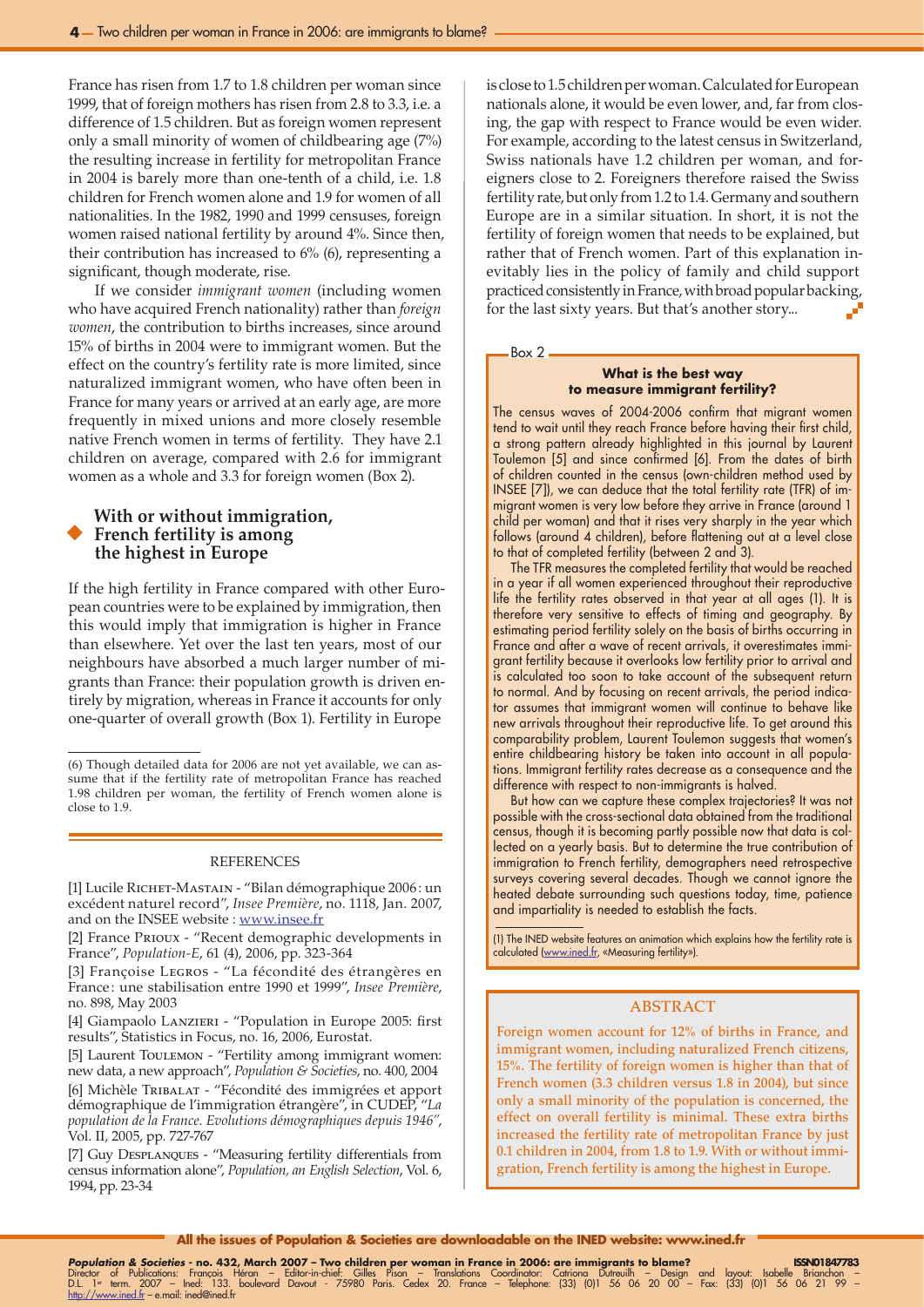France has risen from 1.7 to 1.8 children per woman since 1999, that of foreign mothers has risen from 2.8 to 3.3, i.e. a difference of 1.5 children. But as foreign women represent only a small minority of women of childbearing age (7%) the resulting increase in fertility for metropolitan France in 2004 is barely more than one-tenth of a child, i.e. 1.8 children for French women alone and 1.9 for women of all nationalities. In the 1982, 1990 and 1999 censuses, foreign women raised national fertility by around 4%. Since then, their contribution has increased to 6% (6), representing a significant, though moderate, rise.

If we consider *immigrant women* (including women who have acquired French nationality) rather than *foreign women*, the contribution to births increases, since around 15% of births in 2004 were to immigrant women. But the effect on the country's fertility rate is more limited, since naturalized immigrant women, who have often been in France for many years or arrived at an early age, are more frequently in mixed unions and more closely resemble native French women in terms of fertility. They have 2.1 children on average, compared with 2.6 for immigrant women as a whole and 3.3 for foreign women (Box 2).

## With or without immigration, French fertility is among the highest in Europe

If the high fertility in France compared with other European countries were to be explained by immigration, then this would imply that immigration is higher in France than elsewhere. Yet over the last ten years, most of our neighbours have absorbed a much larger number of migrants than France: their population growth is driven entirely by migration, whereas in France it accounts for only one-quarter of overall growth (Box 1). Fertility in Europe is close to 1.5 children per woman. Calculated for European nationals alone, it would be even lower, and, far from closing, the gap with respect to France would be even wider. For example, according to the latest census in Switzerland, Swiss nationals have 1.2 children per woman, and foreigners close to 2. Foreigners therefore raised the Swiss fertility rate, but only from 1.2 to 1.4. Germany and southern Europe are in a similar situation. In short, it is not the fertility of foreign women that needs to be explained, but rather that of French women. Part of this explanation inevitably lies in the policy of family and child support practiced consistently in France, with broad popular backing, for the last sixty years. But that's another story...

(6) Though detailed data for 2006 are not yet available, we can assume that if the fertility rate of metropolitan France has reached 1.98 children per woman, the fertility of French women alone is close to 1.9.

### Box 2

**What is the best way to measure immigrant fertility?**

The census waves of 2004-2006 confirm that migrant women tend to wait until they reach France before having their first child, a strong pattern already highlighted in this journal by Laurent Toulemon [5] and since confirmed [6]. From the dates of birth of children counted in the census (own-children method used by INSEE [7]), we can deduce that the total fertility rate (TFR) of immigrant women is very low before they arrive in France (around 1 child per woman) and that it rises very sharply in the year which follows (around 4 children), before flattening out at a level close to that of completed fertility (between 2 and 3).

The TFR measures the completed fertility that would be reached in a year if all women experienced throughout their reproductive life the fertility rates observed in that year at all ages (1). It is therefore very sensitive to effects of timing and geography. By estimating period fertility solely on the basis of births occurring in France and after a wave of recent arrivals, it overestimates immigrant fertility because it overlooks low fertility prior to arrival and is calculated too soon to take account of the subsequent return to normal. And by focusing on recent arrivals, the period indicator assumes that immigrant women will continue to behave like new arrivals throughout their reproductive life. To get around this comparability problem, Laurent Toulemon suggests that women's entire childbearing history be taken into account in all populations. Immigrant fertility rates decrease as a consequence and the difference with respect to non-immigrants is halved.

But how can we capture these complex trajectories? It was not possible with the cross-sectional data obtained from the traditional census, though it is becoming partly possible now that data is collected on a yearly basis. But to determine the true contribution of immigration to French fertility, demographers need retrospective surveys covering several decades. Though we cannot ignore the heated debate surrounding such questions today, time, patience and impartiality is needed to establish the facts.

(1) The INED website features an animation which explains how the fertility rate is calculated (www.ined.fr, «Measuring fertility»).

## REFERENCES

[1] Lucile Richet-Mastain - "Bilan démographique 2006 : un excédent naturel record", *Insee Première*, no. 1118, Jan. 2007, and on the INSEE website : www.insee.fr

[2] France Prioux - "Recent demographic developments in France", *Population-E*, 61 (4), 2006, pp. 323-364

[3] Françoise Legros - "La fécondité des étrangères en France : une stabilisation entre 1990 et 1999", *Insee Première*, no. 898, May 2003

[4] Giampaolo Lanzieri - "Population in Europe 2005: first results", Statistics in Focus, no. 16, 2006, Eurostat.

[5] Laurent Toulemon - "Fertility among immigrant women: new data, a new approach", *Population & Societies*, no. 400, 2004

[6] Michèle Tribalat - "Fécondité des immigrées et apport démographique de l'immigration étrangère", in CUDEP, "*La population de la France. Evolutions démographiques depuis 1946*", Vol. II, 2005, pp. 727-767

[7] Guy Desplanques - "Measuring fertility differentials from census information alone", *Population, an English Selection*, Vol. 6, 1994, pp. 23-34

## ABSTRACT

Foreign women account for 12% of births in France, and immigrant women, including naturalized French citizens, 15%. The fertility of foreign women is higher than that of French women (3.3 children versus 1.8 in 2004), but since only a small minority of the population is concerned, the effect on overall fertility is minimal. These extra births increased the fertility rate of metropolitan France by just 0.1 children in 2004, from 1.8 to 1.9. With or without immigration, French fertility is among the highest in Europe.

**All the issues of Population & Societies are downloadable on the INED website: www.ined.fr**

***Population & Societies*** **- no. 432, March 2007 – Two children per woman in France in 2006: are immigrants to blame?** **ISSN01847783**
Director of Publications: François Héran – Editor-in-chief: Gilles Pison – Translations Coordinator: Catriona Dutreuilh – Design and layout: Isabelle Brianchon – D.L. 1er term. 2007 – Ined: 133. boulevard Davout - 75980 Paris. Cedex 20. France – Telephone: (33) (0)1 56 06 20 00 – Fax: (33) (0)1 56 06 21 99 – http://www.ined.fr – e.mail: ined@ined.fr